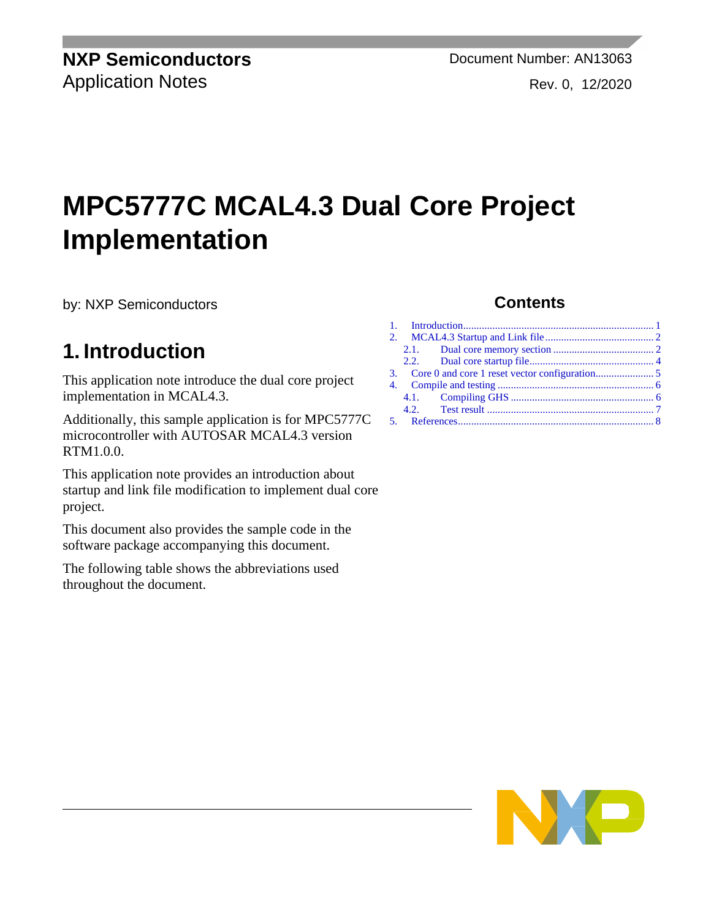**NXP Semiconductors**
Application Notes

Document Number: AN13063
Rev. 0, 12/2020

# MPC5777C MCAL4.3 Dual Core Project Implementation

by: NXP Semiconductors

## Contents

1. Introduction ........ 1
2. MCAL4.3 Startup and Link file ........ 2
   - 2.1. Dual core memory section ........ 2
   - 2.2. Dual core startup file ........ 4
3. Core 0 and core 1 reset vector configuration ........ 5
4. Compile and testing ........ 6
   - 4.1. Compiling GHS ........ 6
   - 4.2. Test result ........ 7
5. References ........ 8

## 1. Introduction

This application note introduce the dual core project implementation in MCAL4.3.

Additionally, this sample application is for MPC5777C microcontroller with AUTOSAR MCAL4.3 version RTM1.0.0.

This application note provides an introduction about startup and link file modification to implement dual core project.

This document also provides the sample code in the software package accompanying this document.

The following table shows the abbreviations used throughout the document.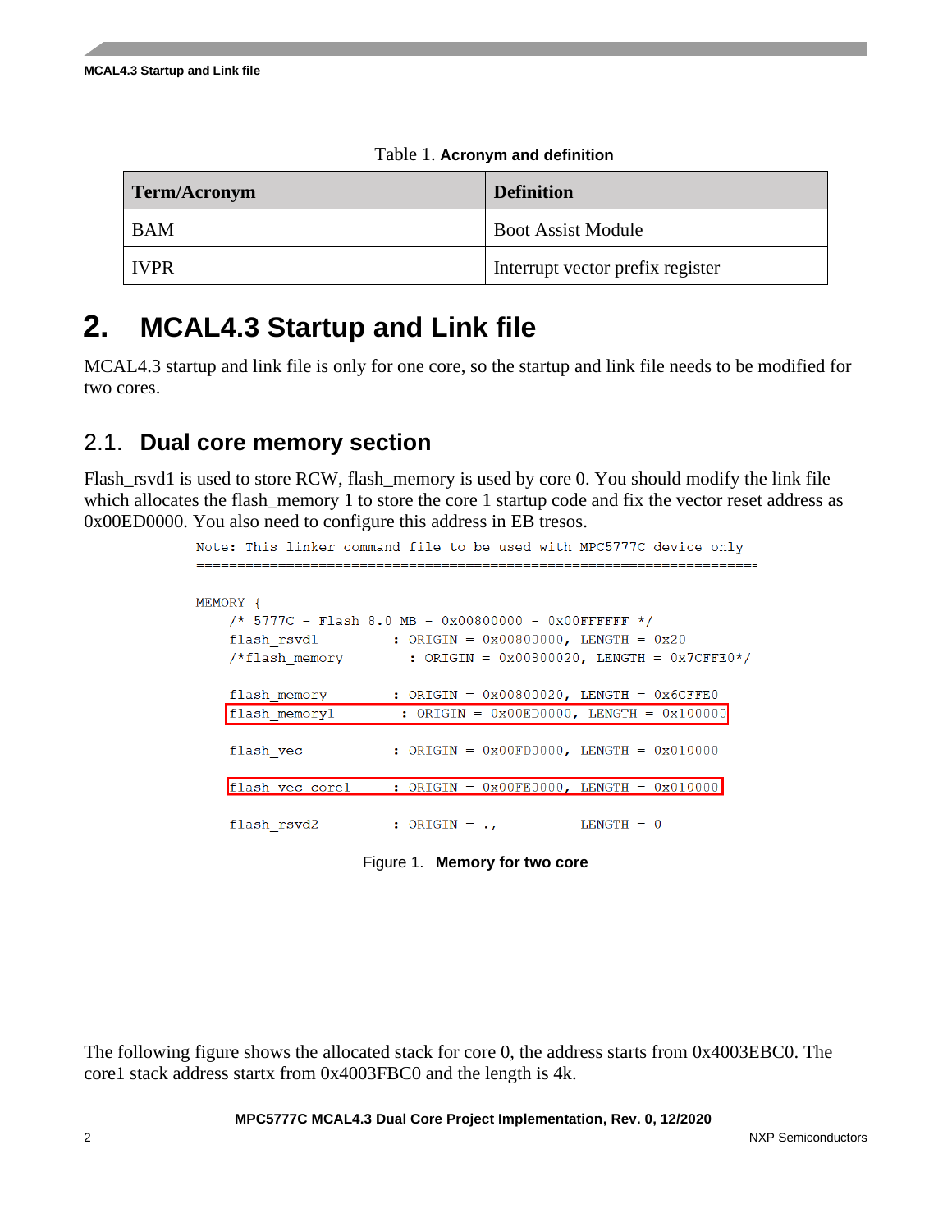Table 1. **Acronym and definition**

| Term/Acronym | Definition |
|---|---|
| BAM | Boot Assist Module |
| IVPR | Interrupt vector prefix register |

# 2. MCAL4.3 Startup and Link file

MCAL4.3 startup and link file is only for one core, so the startup and link file needs to be modified for two cores.

## 2.1. Dual core memory section

Flash_rsvd1 is used to store RCW, flash_memory is used by core 0. You should modify the link file which allocates the flash_memory 1 to store the core 1 startup code and fix the vector reset address as 0x00ED0000. You also need to configure this address in EB tresos.

```
Note: This linker command file to be used with MPC5777C device only
=================================================================

MEMORY {
    /* 5777C - Flash 8.0 MB - 0x00800000 - 0x00FFFFFF */
    flash_rsvd1         : ORIGIN = 0x00800000, LENGTH = 0x20
    /*flash_memory        : ORIGIN = 0x00800020, LENGTH = 0x7CFFE0*/

    flash_memory        : ORIGIN = 0x00800020, LENGTH = 0x6CFFE0
    flash_memory1        : ORIGIN = 0x00ED0000, LENGTH = 0x100000

    flash_vec           : ORIGIN = 0x00FD0000, LENGTH = 0x010000

    flash_vec_core1     : ORIGIN = 0x00FE0000, LENGTH = 0x010000

    flash_rsvd2         : ORIGIN = .,          LENGTH = 0
```

Figure 1. **Memory for two core**

The following figure shows the allocated stack for core 0, the address starts from 0x4003EBC0. The core1 stack address startx from 0x4003FBC0 and the length is 4k.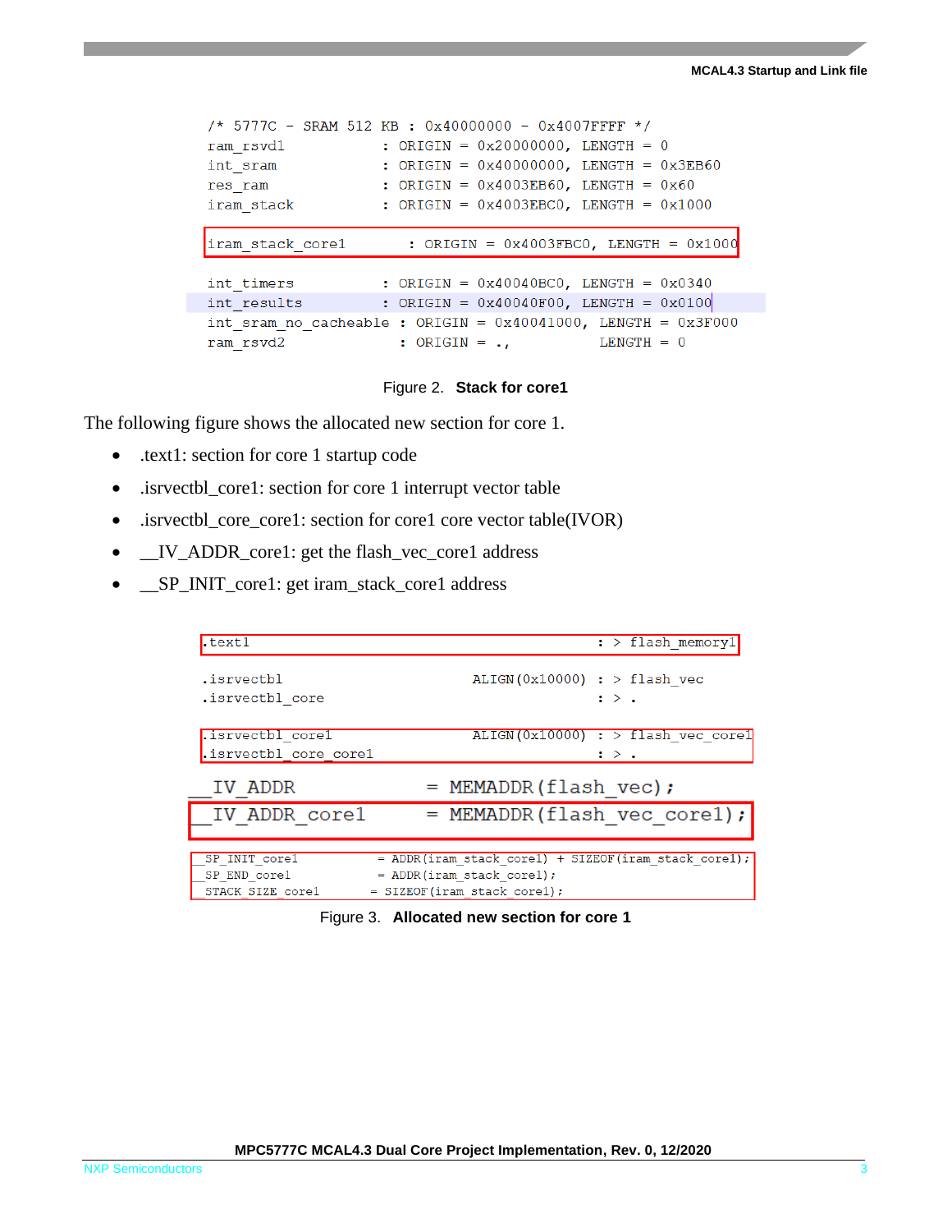```
/* 5777C - SRAM 512 KB : 0x40000000 - 0x4007FFFF */
ram_rsvd1            : ORIGIN = 0x20000000, LENGTH = 0
int_sram             : ORIGIN = 0x40000000, LENGTH = 0x3EB60
res_ram              : ORIGIN = 0x4003EB60, LENGTH = 0x60
iram_stack           : ORIGIN = 0x4003EBC0, LENGTH = 0x1000

iram_stack_core1     : ORIGIN = 0x4003FBC0, LENGTH = 0x1000

int_timers           : ORIGIN = 0x40040BC0, LENGTH = 0x0340
int_results          : ORIGIN = 0x40040F00, LENGTH = 0x0100
int_sram_no_cacheable : ORIGIN = 0x40041000, LENGTH = 0x3F000
ram_rsvd2            : ORIGIN = .,          LENGTH = 0
```

Figure 2. **Stack for core1**

The following figure shows the allocated new section for core 1.

- .text1: section for core 1 startup code
- .isrvectbl_core1: section for core 1 interrupt vector table
- .isrvectbl_core_core1: section for core1 core vector table(IVOR)
- __IV_ADDR_core1: get the flash_vec_core1 address
- __SP_INIT_core1: get iram_stack_core1 address

```
.text1                                        : > flash_memory1

.isrvectbl                  ALIGN(0x10000)    : > flash_vec
.isrvectbl_core                               : > .

.isrvectbl_core1            ALIGN(0x10000)    : > flash_vec_core1
.isrvectbl_core_core1                         : > .

__IV_ADDR           = MEMADDR(flash_vec);
__IV_ADDR_core1     = MEMADDR(flash_vec_core1);

__SP_INIT_core1     = ADDR(iram_stack_core1) + SIZEOF(iram_stack_core1);
__SP_END_core1      = ADDR(iram_stack_core1);
__STACK_SIZE_core1  = SIZEOF(iram_stack_core1);
```

Figure 3. **Allocated new section for core 1**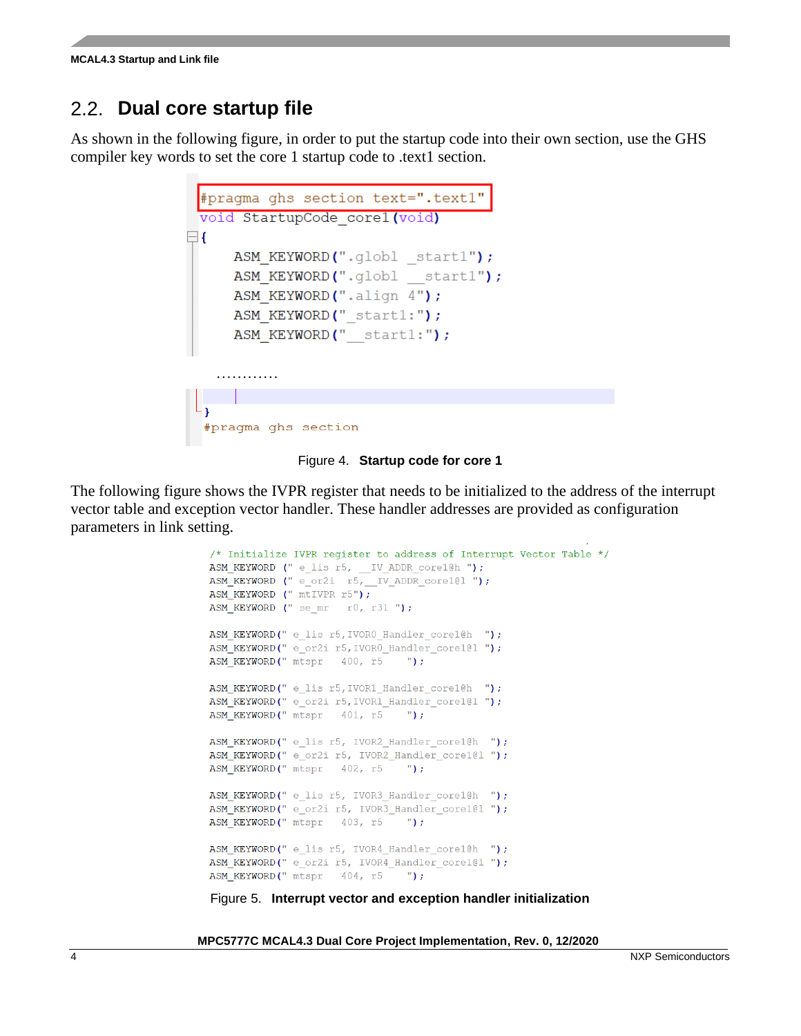## 2.2. Dual core startup file

As shown in the following figure, in order to put the startup code into their own section, use the GHS compiler key words to set the core 1 startup code to .text1 section.

```
#pragma ghs section text=".text1"
void StartupCode_core1(void)
{
    ASM_KEYWORD(".globl _start1");
    ASM_KEYWORD(".globl __start1");
    ASM_KEYWORD(".align 4");
    ASM_KEYWORD("_start1:");
    ASM_KEYWORD("__start1:");

  ............

}
#pragma ghs section
```

Figure 4. **Startup code for core 1**

The following figure shows the IVPR register that needs to be initialized to the address of the interrupt vector table and exception vector handler. These handler addresses are provided as configuration parameters in link setting.

```
/* Initialize IVPR register to address of Interrupt Vector Table */
ASM_KEYWORD (" e_lis r5, __IV_ADDR_core1@h ");
ASM_KEYWORD (" e_or2i  r5,__IV_ADDR_core1@l ");
ASM_KEYWORD (" mtIVPR r5");
ASM_KEYWORD (" se_mr   r0, r31 ");

ASM_KEYWORD(" e_lis r5,IVOR0_Handler_core1@h  ");
ASM_KEYWORD(" e_or2i r5,IVOR0_Handler_core1@l ");
ASM_KEYWORD(" mtspr   400, r5    ");

ASM_KEYWORD(" e_lis r5,IVOR1_Handler_core1@h  ");
ASM_KEYWORD(" e_or2i r5,IVOR1_Handler_core1@l ");
ASM_KEYWORD(" mtspr   401, r5    ");

ASM_KEYWORD(" e_lis r5, IVOR2_Handler_core1@h  ");
ASM_KEYWORD(" e_or2i r5, IVOR2_Handler_core1@l ");
ASM_KEYWORD(" mtspr   402, r5    ");

ASM_KEYWORD(" e_lis r5, IVOR3_Handler_core1@h  ");
ASM_KEYWORD(" e_or2i r5, IVOR3_Handler_core1@l ");
ASM_KEYWORD(" mtspr   403, r5    ");

ASM_KEYWORD(" e_lis r5, IVOR4_Handler_core1@h  ");
ASM_KEYWORD(" e_or2i r5, IVOR4_Handler_core1@l ");
ASM_KEYWORD(" mtspr   404, r5    ");
```

Figure 5. **Interrupt vector and exception handler initialization**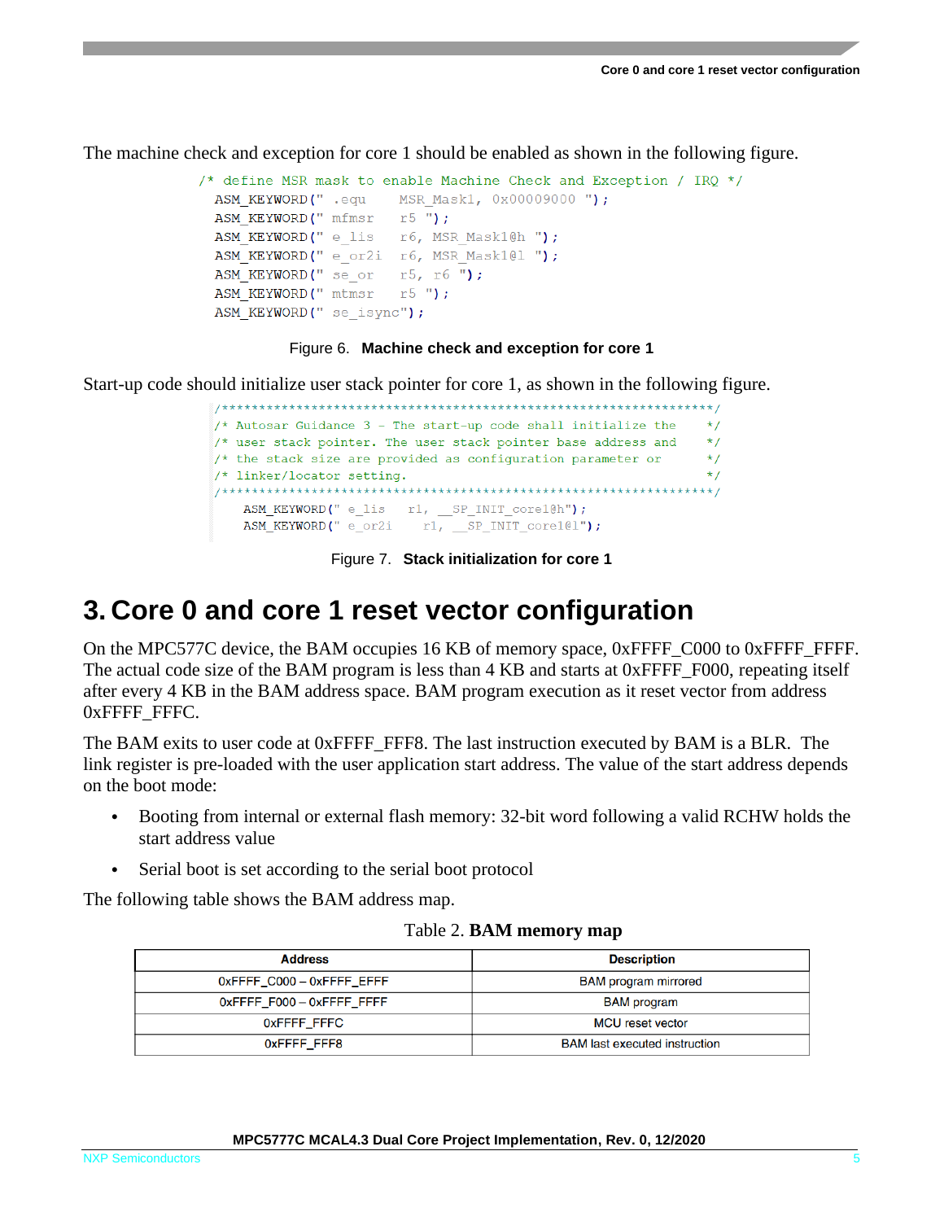The machine check and exception for core 1 should be enabled as shown in the following figure.

```
/* define MSR mask to enable Machine Check and Exception / IRQ */
  ASM_KEYWORD(" .equ    MSR_Mask1, 0x00009000 ");
  ASM_KEYWORD(" mfmsr   r5 ");
  ASM_KEYWORD(" e_lis   r6, MSR_Mask1@h ");
  ASM_KEYWORD(" e_or2i  r6, MSR_Mask1@l ");
  ASM_KEYWORD(" se_or   r5, r6 ");
  ASM_KEYWORD(" mtmsr   r5 ");
  ASM_KEYWORD(" se_isync");
```

Figure 6. **Machine check and exception for core 1**

Start-up code should initialize user stack pointer for core 1, as shown in the following figure.

```
/*********************************************************************/
/* Autosar Guidance 3 - The start-up code shall initialize the      */
/* user stack pointer. The user stack pointer base address and      */
/* the stack size are provided as configuration parameter or        */
/* linker/locator setting.                                          */
/*********************************************************************/
    ASM_KEYWORD(" e_lis   r1, __SP_INIT_core1@h");
    ASM_KEYWORD(" e_or2i    r1, __SP_INIT_core1@l");
```

Figure 7. **Stack initialization for core 1**

# 3. Core 0 and core 1 reset vector configuration

On the MPC577C device, the BAM occupies 16 KB of memory space, 0xFFFF_C000 to 0xFFFF_FFFF. The actual code size of the BAM program is less than 4 KB and starts at 0xFFFF_F000, repeating itself after every 4 KB in the BAM address space. BAM program execution as it reset vector from address 0xFFFF_FFFC.

The BAM exits to user code at 0xFFFF_FFF8. The last instruction executed by BAM is a BLR. The link register is pre-loaded with the user application start address. The value of the start address depends on the boot mode:

- Booting from internal or external flash memory: 32-bit word following a valid RCHW holds the start address value
- Serial boot is set according to the serial boot protocol

The following table shows the BAM address map.

Table 2. **BAM memory map**

| Address | Description |
|---|---|
| 0xFFFF_C000 – 0xFFFF_EFFF | BAM program mirrored |
| 0xFFFF_F000 – 0xFFFF_FFFF | BAM program |
| 0xFFFF_FFFC | MCU reset vector |
| 0xFFFF_FFF8 | BAM last executed instruction |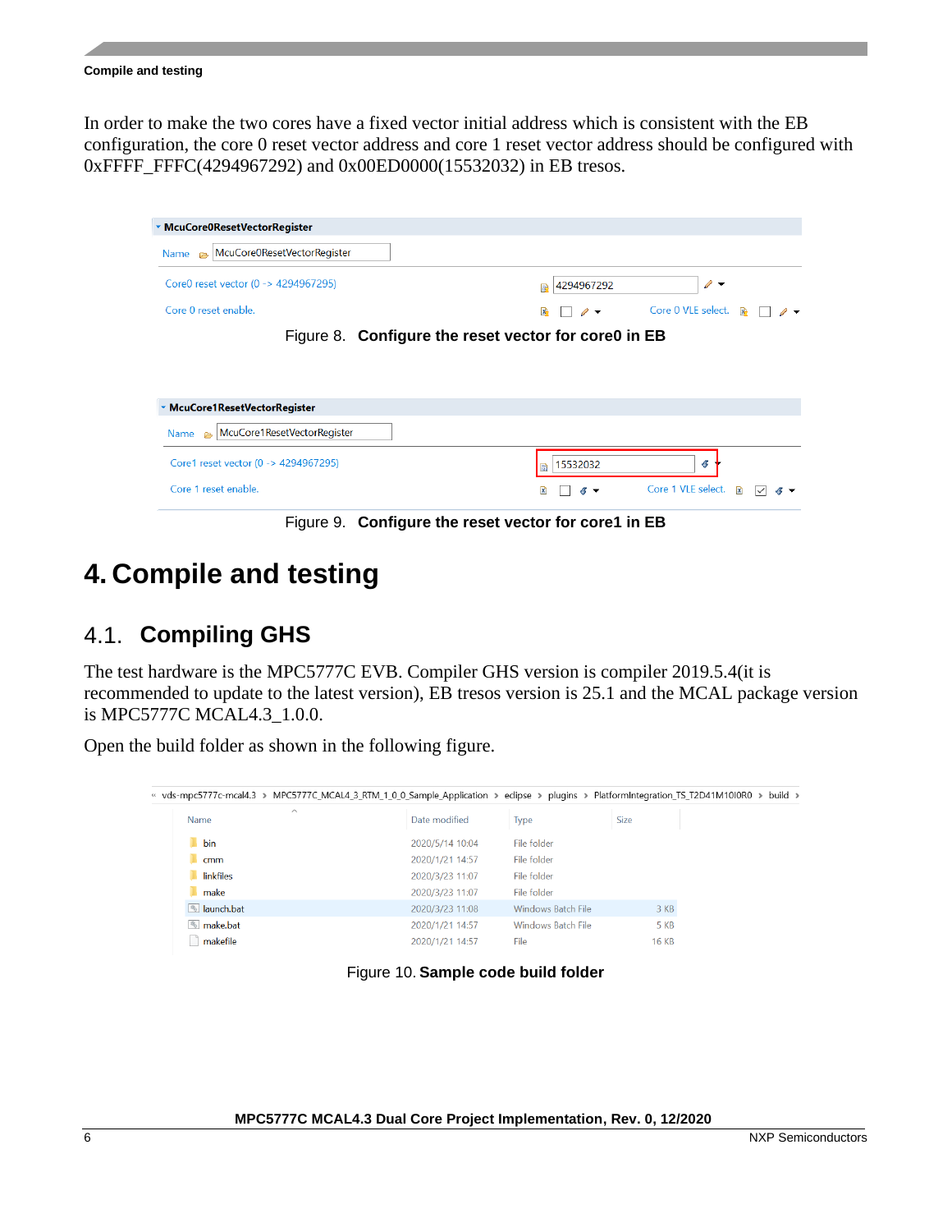In order to make the two cores have a fixed vector initial address which is consistent with the EB configuration, the core 0 reset vector address and core 1 reset vector address should be configured with 0xFFFF_FFFC(4294967292) and 0x00ED0000(15532032) in EB tresos.

Figure 8. **Configure the reset vector for core0 in EB**

Figure 9. **Configure the reset vector for core1 in EB**

# 4. Compile and testing

## 4.1. Compiling GHS

The test hardware is the MPC5777C EVB. Compiler GHS version is compiler 2019.5.4(it is recommended to update to the latest version), EB tresos version is 25.1 and the MCAL package version is MPC5777C MCAL4.3_1.0.0.

Open the build folder as shown in the following figure.

Figure 10. **Sample code build folder**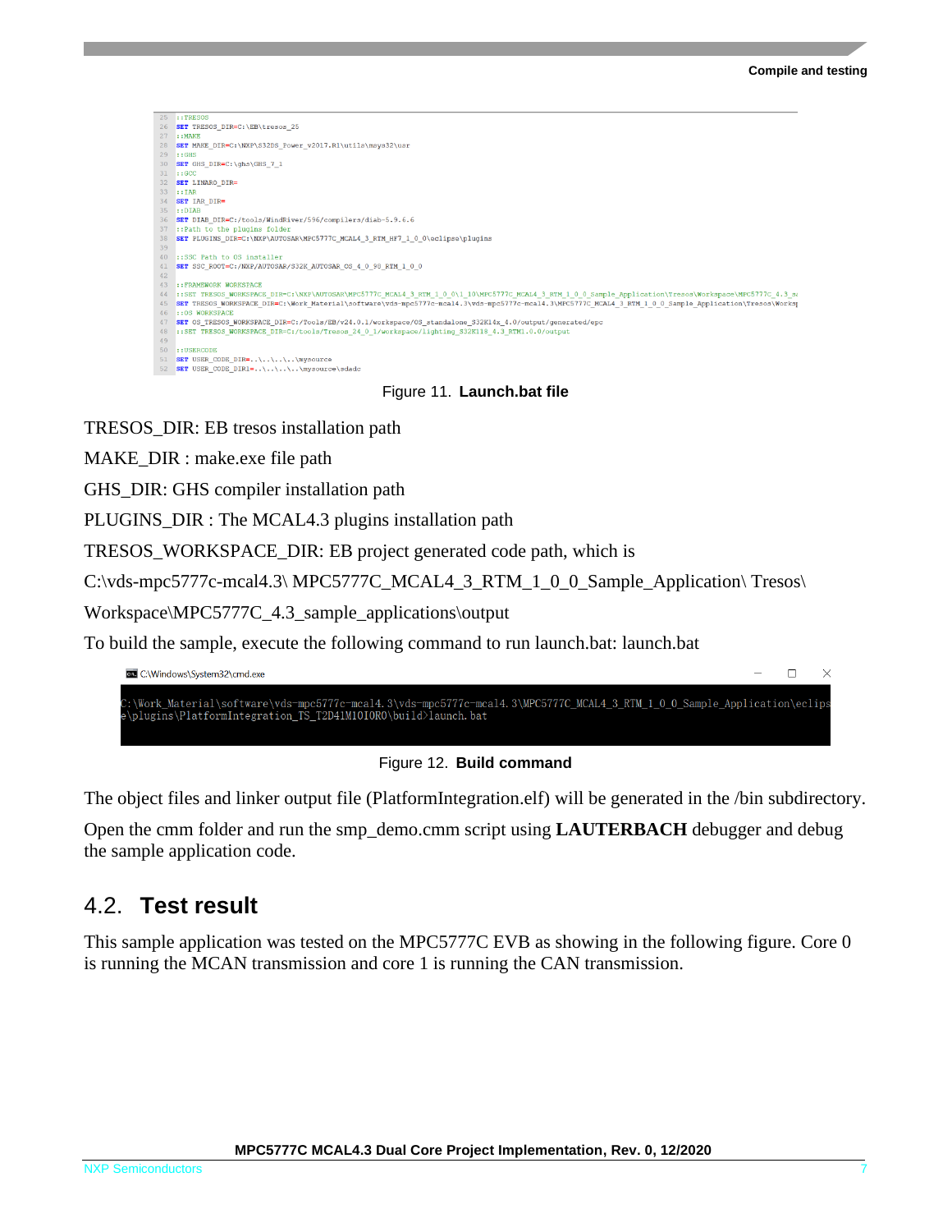```
25  ::TRESOS
26  SET TRESOS_DIR=C:\EB\tresos_25
27  ::MAKE
28  SET MAKE_DIR=C:\NXP\S32DS_Power_v2017.R1\utils\msys32\usr
29  ::GHS
30  SET GHS_DIR=C:\ghs\GHS_7_1
31  ::GCC
32  SET LINARO_DIR=
33  ::IAR
34  SET IAR_DIR=
35  ::DIAB
36  SET DIAB_DIR=C:/tools/WindRiver/596/compilers/diab-5.9.6.6
37  ::Path to the plugins folder
38  SET PLUGINS_DIR=C:\NXP\AUTOSAR\MPC5777C_MCAL4_3_RTM_HF7_1_0_0\eclipse\plugins
39
40  ::SSC Path to OS installer
41  SET SSC_ROOT=C:/NXP/AUTOSAR/S32K_AUTOSAR_OS_4_0_98_RTM_1_0_0
42
43  ::FRAMEWORK WORKSPACE
44  ::SET TRESOS_WORKSPACE_DIR=C:\NXP\AUTOSAR\MPC5777C_MCAL4_3_RTM_1_0_0\1_10\MPC5777C_MCAL4_3_RTM_1_0_0_Sample_Application\Tresos\Workspace\MPC5777C_4.3_sa
45  SET TRESOS_WORKSPACE_DIR=C:\Work_Material\software\vds-mpc5777c-mcal4.3\vds-mpc5777c-mcal4.3\MPC5777C_MCAL4_3_RTM_1_0_0_Sample_Application\Tresos\Worksp
46  ::OS WORKSPACE
47  SET OS_TRESOS_WORKSPACE_DIR=C:/Tools/EB/v24.0.1/workspace/OS_standalone_S32K14x_4.0/output/generated/epc
48  ::SET TRESOS_WORKSPACE_DIR=C:/tools/Tresos_24_0_1/workspace/lighting_S32K118_4.3_RTM1.0.0/output
49
50  ::USERCODE
51  SET USER_CODE_DIR=..\..\..\..\mysource
52  SET USER_CODE_DIR1=..\..\..\..\mysource\sdadc
```

Figure 11. **Launch.bat file**

TRESOS_DIR: EB tresos installation path

MAKE_DIR : make.exe file path

GHS_DIR: GHS compiler installation path

PLUGINS_DIR : The MCAL4.3 plugins installation path

TRESOS_WORKSPACE_DIR: EB project generated code path, which is

C:\vds-mpc5777c-mcal4.3\ MPC5777C_MCAL4_3_RTM_1_0_0_Sample_Application\ Tresos\

Workspace\MPC5777C_4.3_sample_applications\output

To build the sample, execute the following command to run launch.bat: launch.bat

```
C:\Windows\System32\cmd.exe

C:\Work_Material\software\vds-mpc5777c-mcal4.3\vds-mpc5777c-mcal4.3\MPC5777C_MCAL4_3_RTM_1_0_0_Sample_Application\eclipse\plugins\PlatformIntegration_TS_T2D41M10I0R0\build>launch.bat
```

Figure 12. **Build command**

The object files and linker output file (PlatformIntegration.elf) will be generated in the /bin subdirectory.

Open the cmm folder and run the smp_demo.cmm script using **LAUTERBACH** debugger and debug the sample application code.

## 4.2. Test result

This sample application was tested on the MPC5777C EVB as showing in the following figure. Core 0 is running the MCAN transmission and core 1 is running the CAN transmission.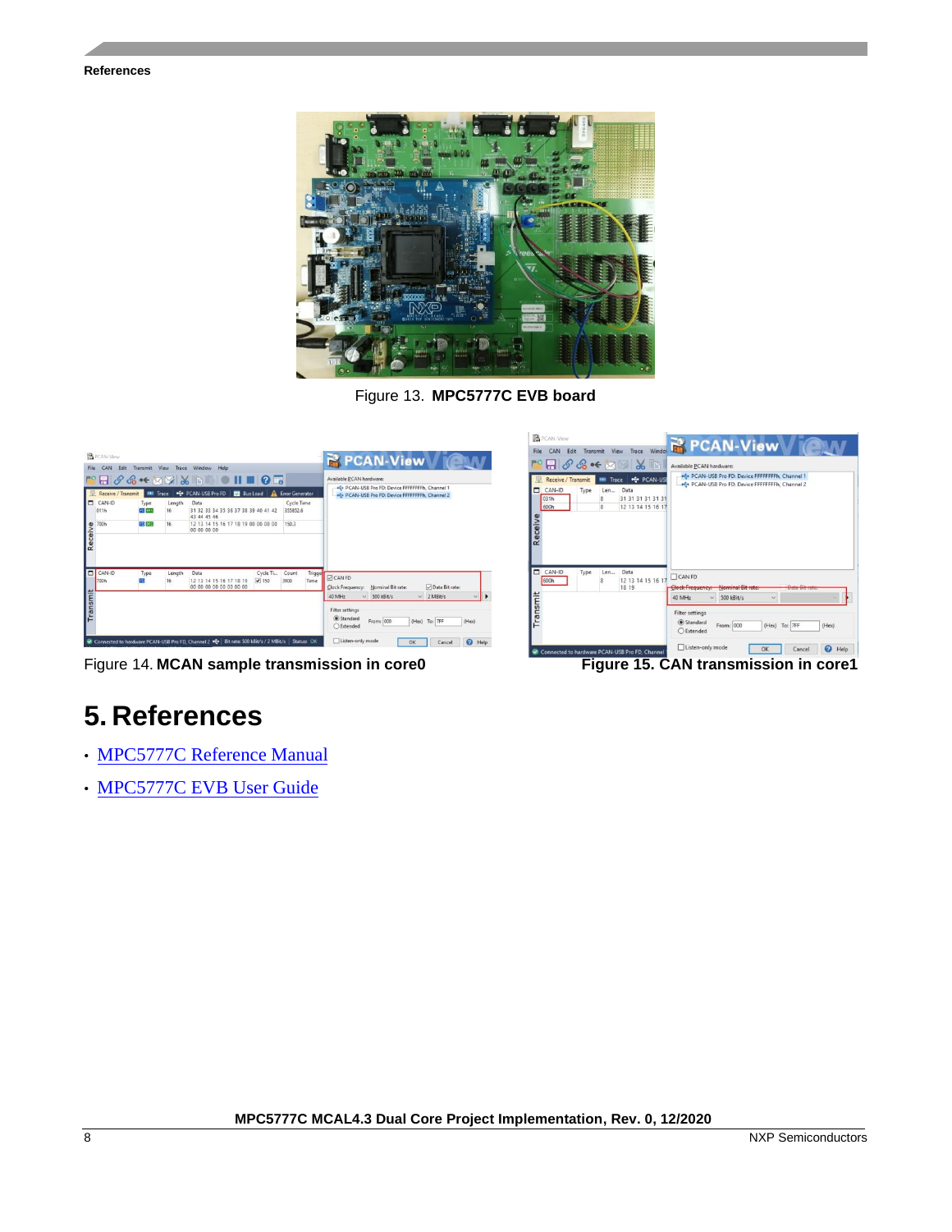Figure 13. **MPC5777C EVB board**

Figure 14. **MCAN sample transmission in core0**

**Figure 15. CAN transmission in core1**

# 5. References

- MPC5777C Reference Manual
- MPC5777C EVB User Guide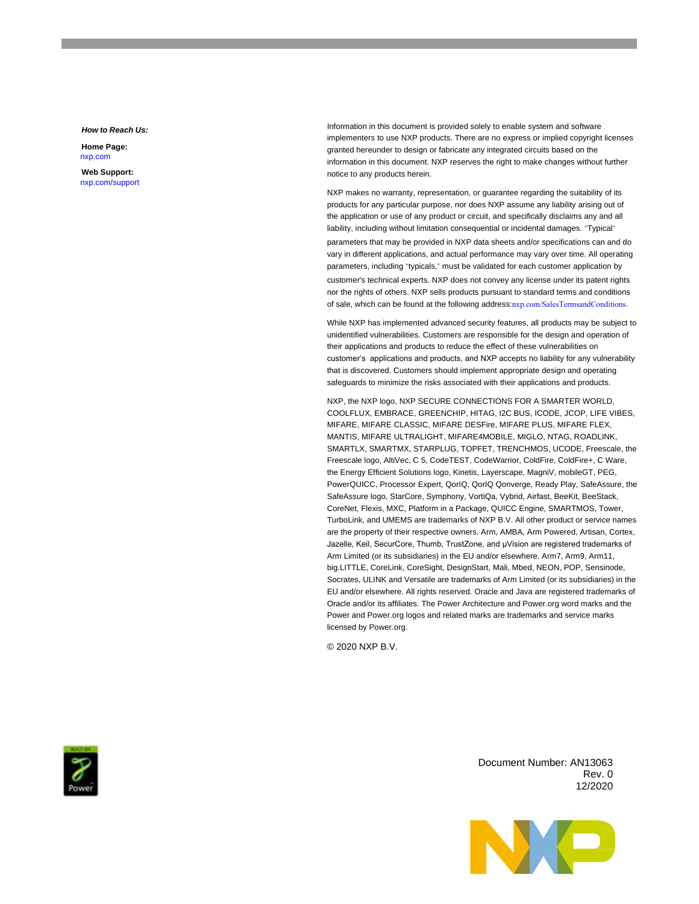***How to Reach Us:***

**Home Page:**
nxp.com

**Web Support:**
nxp.com/support

Information in this document is provided solely to enable system and software implementers to use NXP products. There are no express or implied copyright licenses granted hereunder to design or fabricate any integrated circuits based on the information in this document. NXP reserves the right to make changes without further notice to any products herein.

NXP makes no warranty, representation, or guarantee regarding the suitability of its products for any particular purpose, nor does NXP assume any liability arising out of the application or use of any product or circuit, and specifically disclaims any and all liability, including without limitation consequential or incidental damages. "Typical" parameters that may be provided in NXP data sheets and/or specifications can and do vary in different applications, and actual performance may vary over time. All operating parameters, including "typicals," must be validated for each customer application by customer's technical experts. NXP does not convey any license under its patent rights nor the rights of others. NXP sells products pursuant to standard terms and conditions of sale, which can be found at the following address:nxp.com/SalesTermsandConditions.

While NXP has implemented advanced security features, all products may be subject to unidentified vulnerabilities. Customers are responsible for the design and operation of their applications and products to reduce the effect of these vulnerabilities on customer's applications and products, and NXP accepts no liability for any vulnerability that is discovered. Customers should implement appropriate design and operating safeguards to minimize the risks associated with their applications and products.

NXP, the NXP logo, NXP SECURE CONNECTIONS FOR A SMARTER WORLD, COOLFLUX, EMBRACE, GREENCHIP, HITAG, I2C BUS, ICODE, JCOP, LIFE VIBES, MIFARE, MIFARE CLASSIC, MIFARE DESFire, MIFARE PLUS, MIFARE FLEX, MANTIS, MIFARE ULTRALIGHT, MIFARE4MOBILE, MIGLO, NTAG, ROADLINK, SMARTLX, SMARTMX, STARPLUG, TOPFET, TRENCHMOS, UCODE, Freescale, the Freescale logo, AltiVec, C 5, CodeTEST, CodeWarrior, ColdFire, ColdFire+, C Ware, the Energy Efficient Solutions logo, Kinetis, Layerscape, MagniV, mobileGT, PEG, PowerQUICC, Processor Expert, QorIQ, QorIQ Qonverge, Ready Play, SafeAssure, the SafeAssure logo, StarCore, Symphony, VortiQa, Vybrid, Airfast, BeeKit, BeeStack, CoreNet, Flexis, MXC, Platform in a Package, QUICC Engine, SMARTMOS, Tower, TurboLink, and UMEMS are trademarks of NXP B.V. All other product or service names are the property of their respective owners. Arm, AMBA, Arm Powered, Artisan, Cortex, Jazelle, Keil, SecurCore, Thumb, TrustZone, and μVision are registered trademarks of Arm Limited (or its subsidiaries) in the EU and/or elsewhere. Arm7, Arm9, Arm11, big.LITTLE, CoreLink, CoreSight, DesignStart, Mali, Mbed, NEON, POP, Sensinode, Socrates, ULINK and Versatile are trademarks of Arm Limited (or its subsidiaries) in the EU and/or elsewhere. All rights reserved. Oracle and Java are registered trademarks of Oracle and/or its affiliates. The Power Architecture and Power.org word marks and the Power and Power.org logos and related marks are trademarks and service marks licensed by Power.org.

© 2020 NXP B.V.

Document Number: AN13063
Rev. 0
12/2020